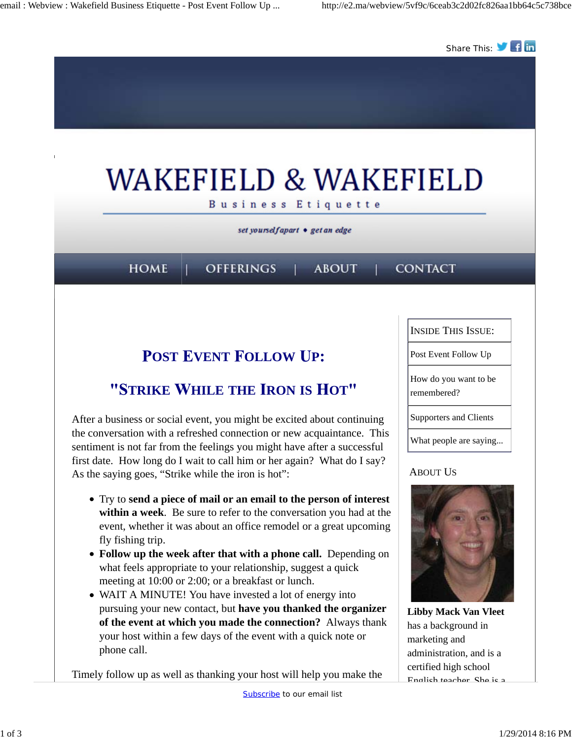Share This:

# WAKEFIELD & WAKEFIELD

Business Etiquette

*set yourself apart • get an edge*

HOME | OFFERINGS | ABOUT | CONTACT

## Post Event Follow Up:

## "Strike While the Iron is Hot"

After a business or social event, you might be excited about continuing the conversation with a refreshed connection or new acquaintance. This sentiment is not far from the feelings you might have after a successful first date. How long do I wait to call him or her again? What do I say? As the saying goes, "Strike while the iron is hot":

- Try to **send a piece of mail or an email to the person of interest within a week**. Be sure to refer to the conversation you had at the event, whether it was about an office remodel or a great upcoming fly fishing trip.
- **Follow up the week after that with a phone call.** Depending on what feels appropriate to your relationship, suggest a quick meeting at 10:00 or 2:00; or a breakfast or lunch.
- WAIT A MINUTE! You have invested a lot of energy into pursuing your new contact, but **have you thanked the organizer of the event at which you made the connection?** Always thank your host within a few days of the event with a quick note or phone call.

Timely follow up as well as thanking your host will help you make the

| Inside This Issue: |
|---|
| Post Event Follow Up |
| How do you want to be remembered? |
| Supporters and Clients |
| What people are saying... |

### About Us

**Libby Mack Van Vleet** has a background in marketing and administration, and is a certified high school English teacher. She is a

Subscribe to our email list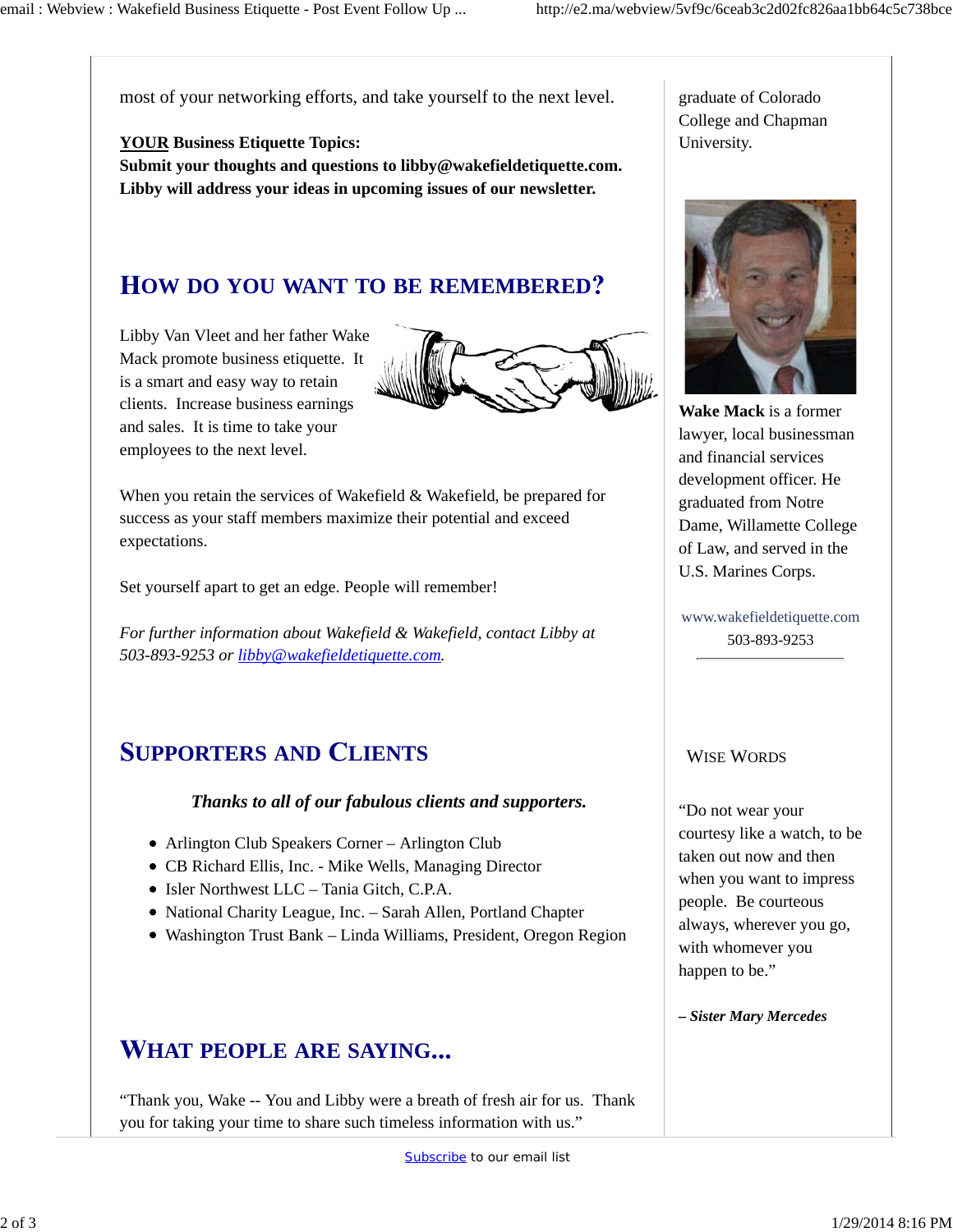most of your networking efforts, and take yourself to the next level.

**YOUR Business Etiquette Topics:**
**Submit your thoughts and questions to libby@wakefieldetiquette.com. Libby will address your ideas in upcoming issues of our newsletter.**

## HOW DO YOU WANT TO BE REMEMBERED?

Libby Van Vleet and her father Wake Mack promote business etiquette. It is a smart and easy way to retain clients. Increase business earnings and sales. It is time to take your employees to the next level.

When you retain the services of Wakefield & Wakefield, be prepared for success as your staff members maximize their potential and exceed expectations.

Set yourself apart to get an edge. People will remember!

*For further information about Wakefield & Wakefield, contact Libby at 503-893-9253 or libby@wakefieldetiquette.com.*

## SUPPORTERS AND CLIENTS

***Thanks to all of our fabulous clients and supporters.***

- Arlington Club Speakers Corner – Arlington Club
- CB Richard Ellis, Inc. - Mike Wells, Managing Director
- Isler Northwest LLC – Tania Gitch, C.P.A.
- National Charity League, Inc. – Sarah Allen, Portland Chapter
- Washington Trust Bank – Linda Williams, President, Oregon Region

## WHAT PEOPLE ARE SAYING...

"Thank you, Wake -- You and Libby were a breath of fresh air for us. Thank you for taking your time to share such timeless information with us."

graduate of Colorado College and Chapman University.

**Wake Mack** is a former lawyer, local businessman and financial services development officer. He graduated from Notre Dame, Willamette College of Law, and served in the U.S. Marines Corps.

www.wakefieldetiquette.com
503-893-9253

### WISE WORDS

"Do not wear your courtesy like a watch, to be taken out now and then when you want to impress people. Be courteous always, wherever you go, with whomever you happen to be."

***– Sister Mary Mercedes***

Subscribe to our email list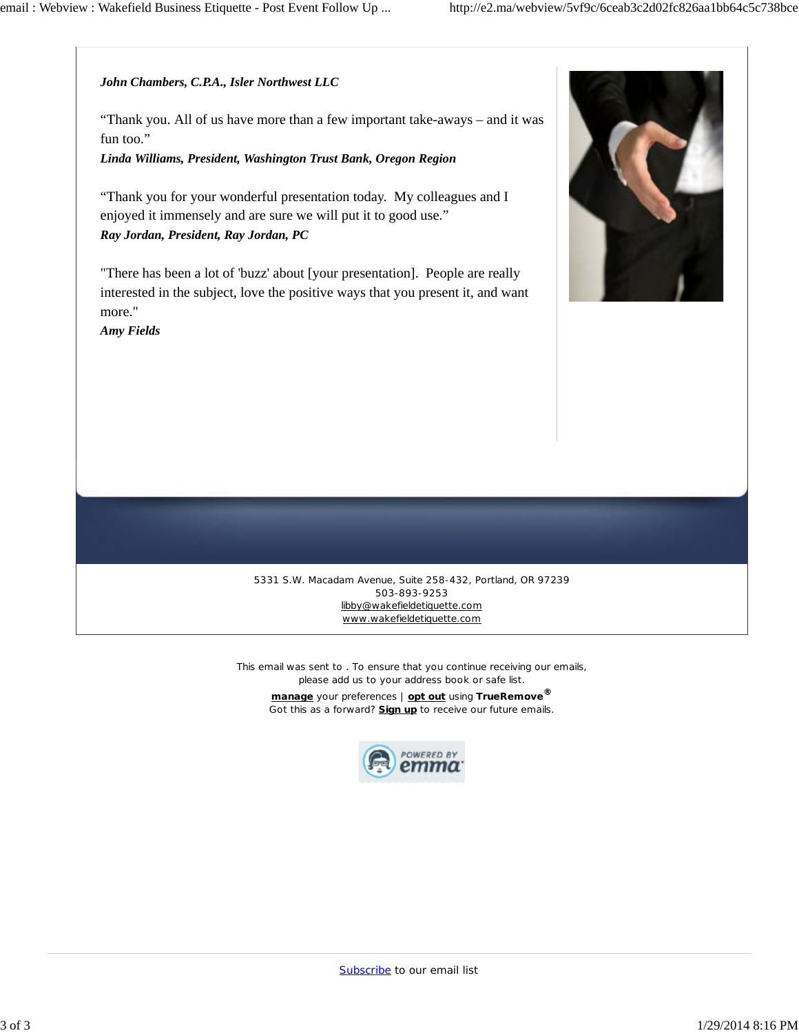***John Chambers, C.P.A., Isler Northwest LLC***

“Thank you. All of us have more than a few important take-aways – and it was fun too.”

***Linda Williams, President, Washington Trust Bank, Oregon Region***

“Thank you for your wonderful presentation today. My colleagues and I enjoyed it immensely and are sure we will put it to good use.”

***Ray Jordan, President, Ray Jordan, PC***

"There has been a lot of 'buzz' about [your presentation]. People are really interested in the subject, love the positive ways that you present it, and want more."

***Amy Fields***

5331 S.W. Macadam Avenue, Suite 258-432, Portland, OR 97239
503-893-9253
libby@wakefieldetiquette.com
www.wakefieldetiquette.com

This email was sent to . To ensure that you continue receiving our emails, please add us to your address book or safe list.

**manage** your preferences | **opt out** using **TrueRemove®**
Got this as a forward? **Sign up** to receive our future emails.

POWERED BY emma

Subscribe to our email list